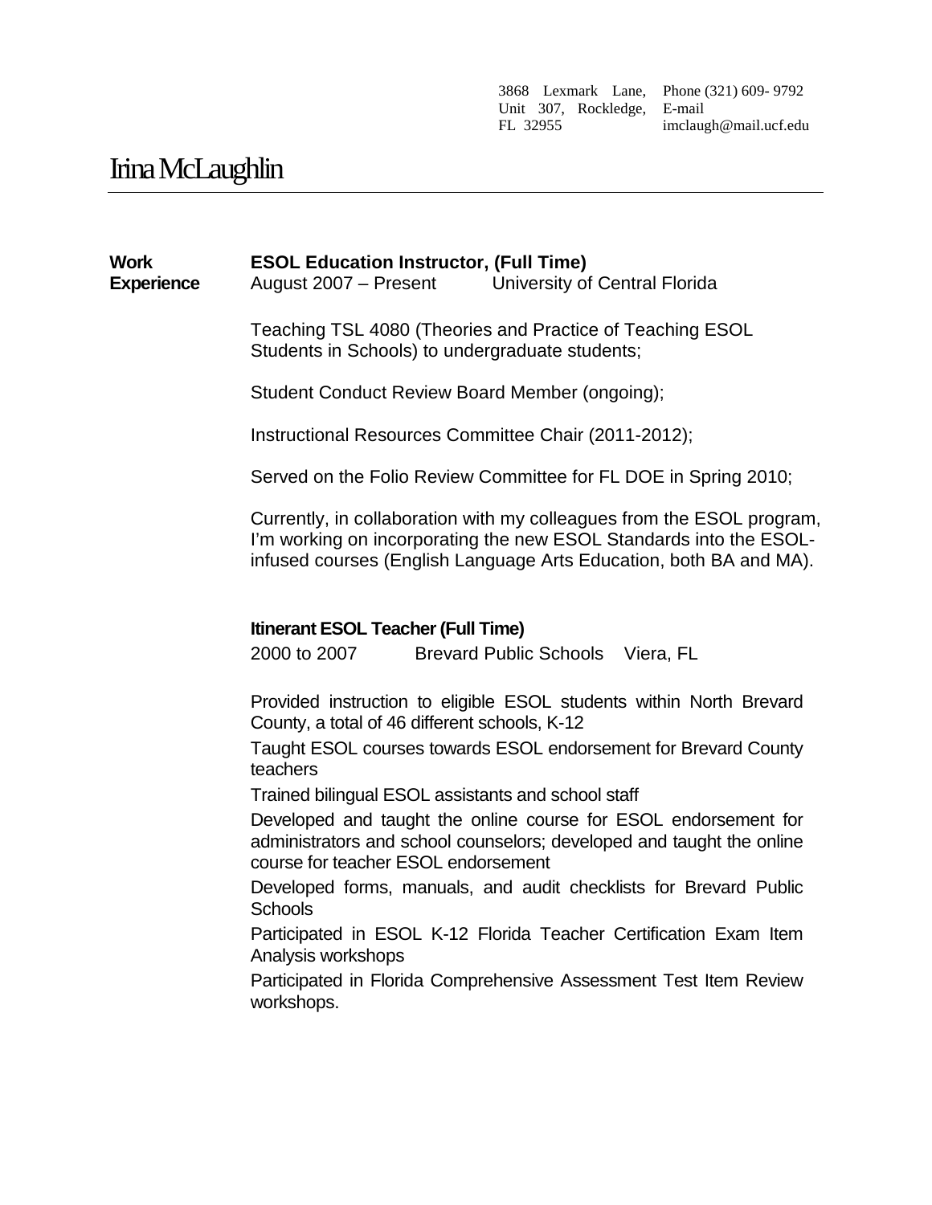3868 Lexmark Lane, Unit 307, Rockledge, FL 32955
Phone (321) 609- 9792
E-mail imclaugh@mail.ucf.edu

# Irina McLaughlin

## Work Experience

**ESOL Education Instructor, (Full Time)**
August 2007 – Present University of Central Florida

Teaching TSL 4080 (Theories and Practice of Teaching ESOL Students in Schools) to undergraduate students;

Student Conduct Review Board Member (ongoing);

Instructional Resources Committee Chair (2011-2012);

Served on the Folio Review Committee for FL DOE in Spring 2010;

Currently, in collaboration with my colleagues from the ESOL program, I'm working on incorporating the new ESOL Standards into the ESOL-infused courses (English Language Arts Education, both BA and MA).

**Itinerant ESOL Teacher (Full Time)**
2000 to 2007 Brevard Public Schools Viera, FL

Provided instruction to eligible ESOL students within North Brevard County, a total of 46 different schools, K-12

Taught ESOL courses towards ESOL endorsement for Brevard County teachers

Trained bilingual ESOL assistants and school staff

Developed and taught the online course for ESOL endorsement for administrators and school counselors; developed and taught the online course for teacher ESOL endorsement

Developed forms, manuals, and audit checklists for Brevard Public Schools

Participated in ESOL K-12 Florida Teacher Certification Exam Item Analysis workshops

Participated in Florida Comprehensive Assessment Test Item Review workshops.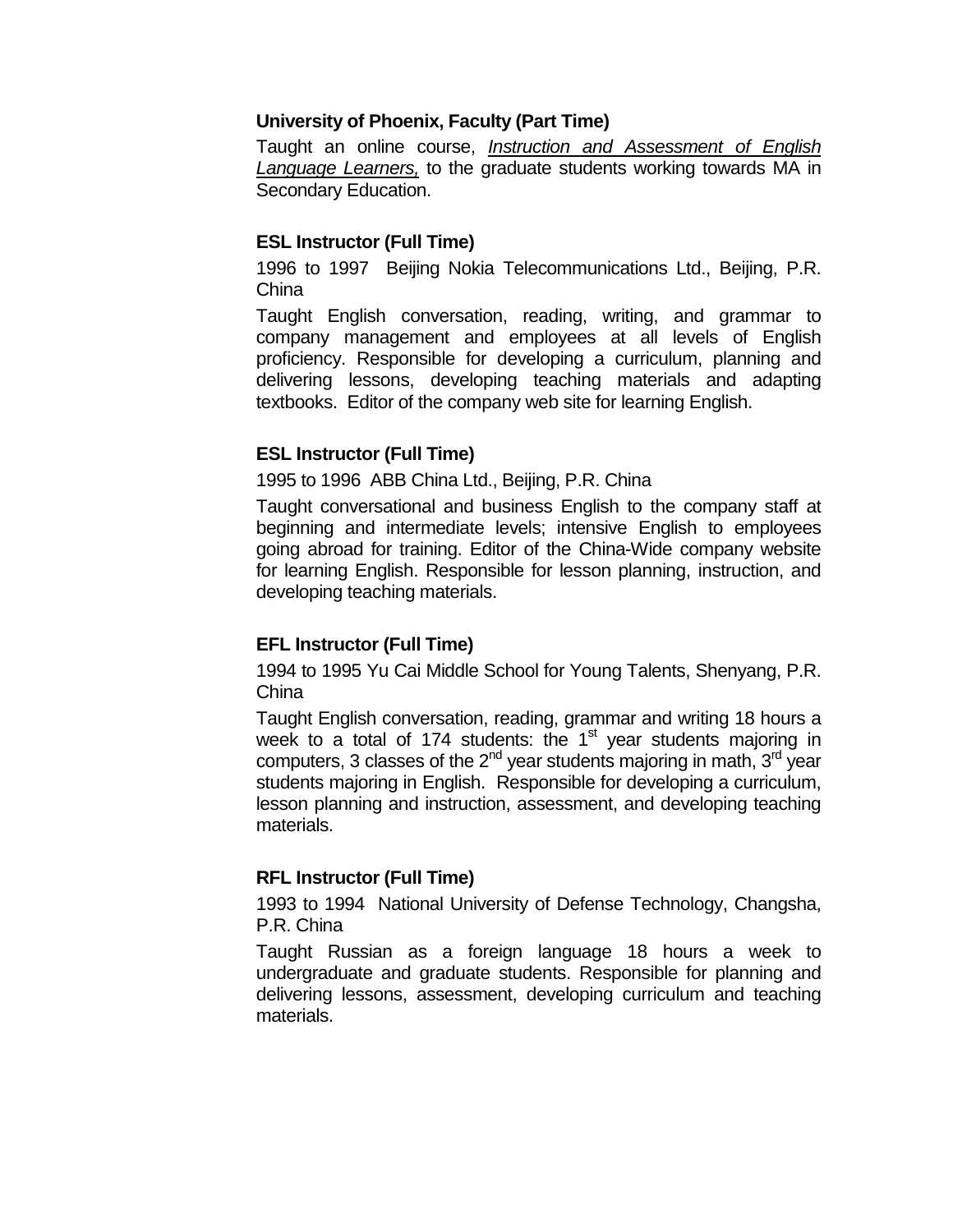**University of Phoenix, Faculty (Part Time)**

Taught an online course, *Instruction and Assessment of English Language Learners,* to the graduate students working towards MA in Secondary Education.

**ESL Instructor (Full Time)**

1996 to 1997 Beijing Nokia Telecommunications Ltd., Beijing, P.R. China

Taught English conversation, reading, writing, and grammar to company management and employees at all levels of English proficiency. Responsible for developing a curriculum, planning and delivering lessons, developing teaching materials and adapting textbooks. Editor of the company web site for learning English.

**ESL Instructor (Full Time)**

1995 to 1996 ABB China Ltd., Beijing, P.R. China

Taught conversational and business English to the company staff at beginning and intermediate levels; intensive English to employees going abroad for training. Editor of the China-Wide company website for learning English. Responsible for lesson planning, instruction, and developing teaching materials.

**EFL Instructor (Full Time)**

1994 to 1995 Yu Cai Middle School for Young Talents, Shenyang, P.R. China

Taught English conversation, reading, grammar and writing 18 hours a week to a total of 174 students: the 1st year students majoring in computers, 3 classes of the 2nd year students majoring in math, 3rd year students majoring in English. Responsible for developing a curriculum, lesson planning and instruction, assessment, and developing teaching materials.

**RFL Instructor (Full Time)**

1993 to 1994 National University of Defense Technology, Changsha, P.R. China

Taught Russian as a foreign language 18 hours a week to undergraduate and graduate students. Responsible for planning and delivering lessons, assessment, developing curriculum and teaching materials.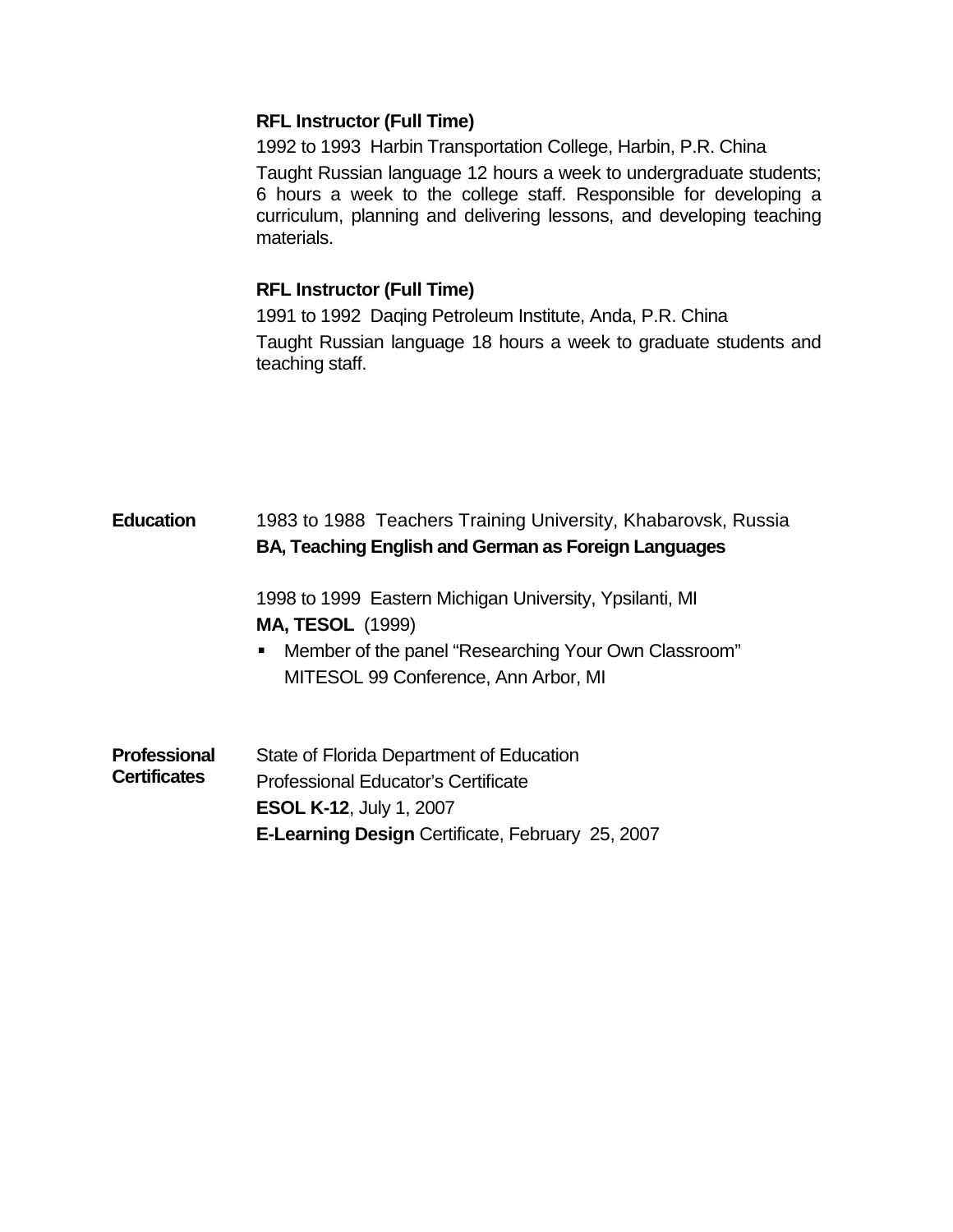**RFL Instructor (Full Time)**

1992 to 1993  Harbin Transportation College, Harbin, P.R. China

Taught Russian language 12 hours a week to undergraduate students; 6 hours a week to the college staff. Responsible for developing a curriculum, planning and delivering lessons, and developing teaching materials.

**RFL Instructor (Full Time)**

1991 to 1992  Daqing Petroleum Institute, Anda, P.R. China

Taught Russian language 18 hours a week to graduate students and teaching staff.

## Education

1983 to 1988  Teachers Training University, Khabarovsk, Russia

**BA, Teaching English and German as Foreign Languages**

1998 to 1999  Eastern Michigan University, Ypsilanti, MI

**MA, TESOL** (1999)

- Member of the panel "Researching Your Own Classroom" MITESOL 99 Conference, Ann Arbor, MI

## Professional Certificates

State of Florida Department of Education

Professional Educator's Certificate

**ESOL K-12**, July 1, 2007

**E-Learning Design** Certificate, February 25, 2007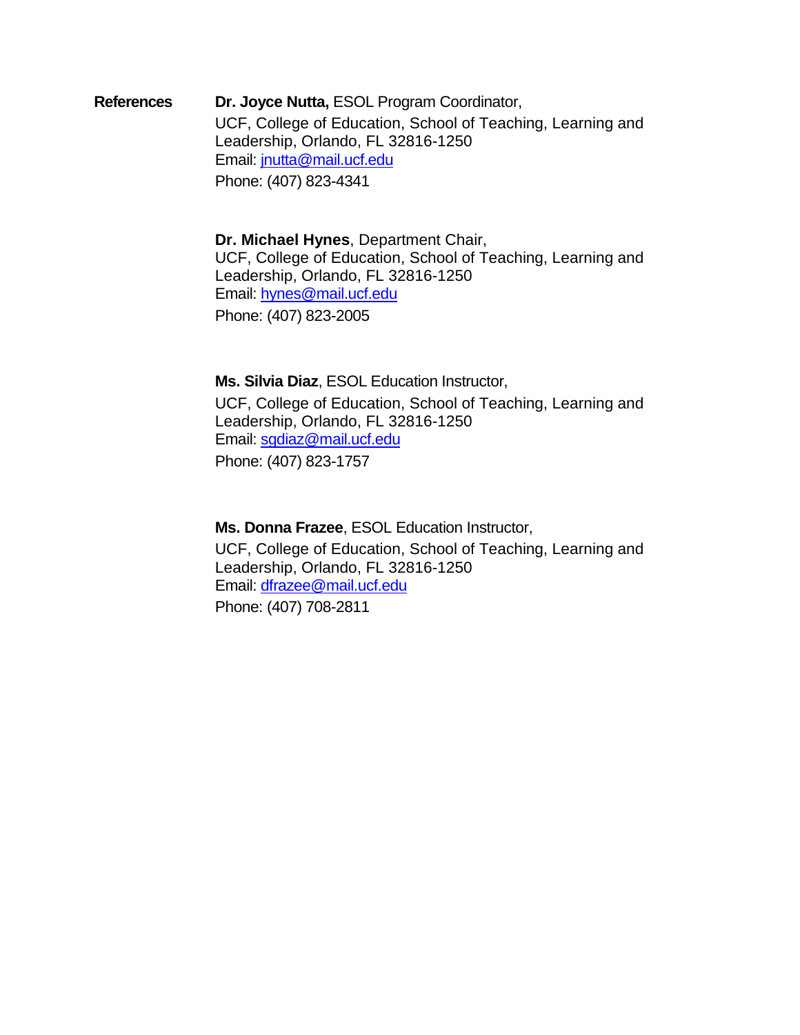## References

**Dr. Joyce Nutta,** ESOL Program Coordinator,
UCF, College of Education, School of Teaching, Learning and Leadership, Orlando, FL 32816-1250
Email: jnutta@mail.ucf.edu
Phone: (407) 823-4341

**Dr. Michael Hynes**, Department Chair,
UCF, College of Education, School of Teaching, Learning and Leadership, Orlando, FL 32816-1250
Email: hynes@mail.ucf.edu
Phone: (407) 823-2005

**Ms. Silvia Diaz**, ESOL Education Instructor,
UCF, College of Education, School of Teaching, Learning and Leadership, Orlando, FL 32816-1250
Email: sgdiaz@mail.ucf.edu
Phone: (407) 823-1757

**Ms. Donna Frazee**, ESOL Education Instructor,
UCF, College of Education, School of Teaching, Learning and Leadership, Orlando, FL 32816-1250
Email: dfrazee@mail.ucf.edu
Phone: (407) 708-2811